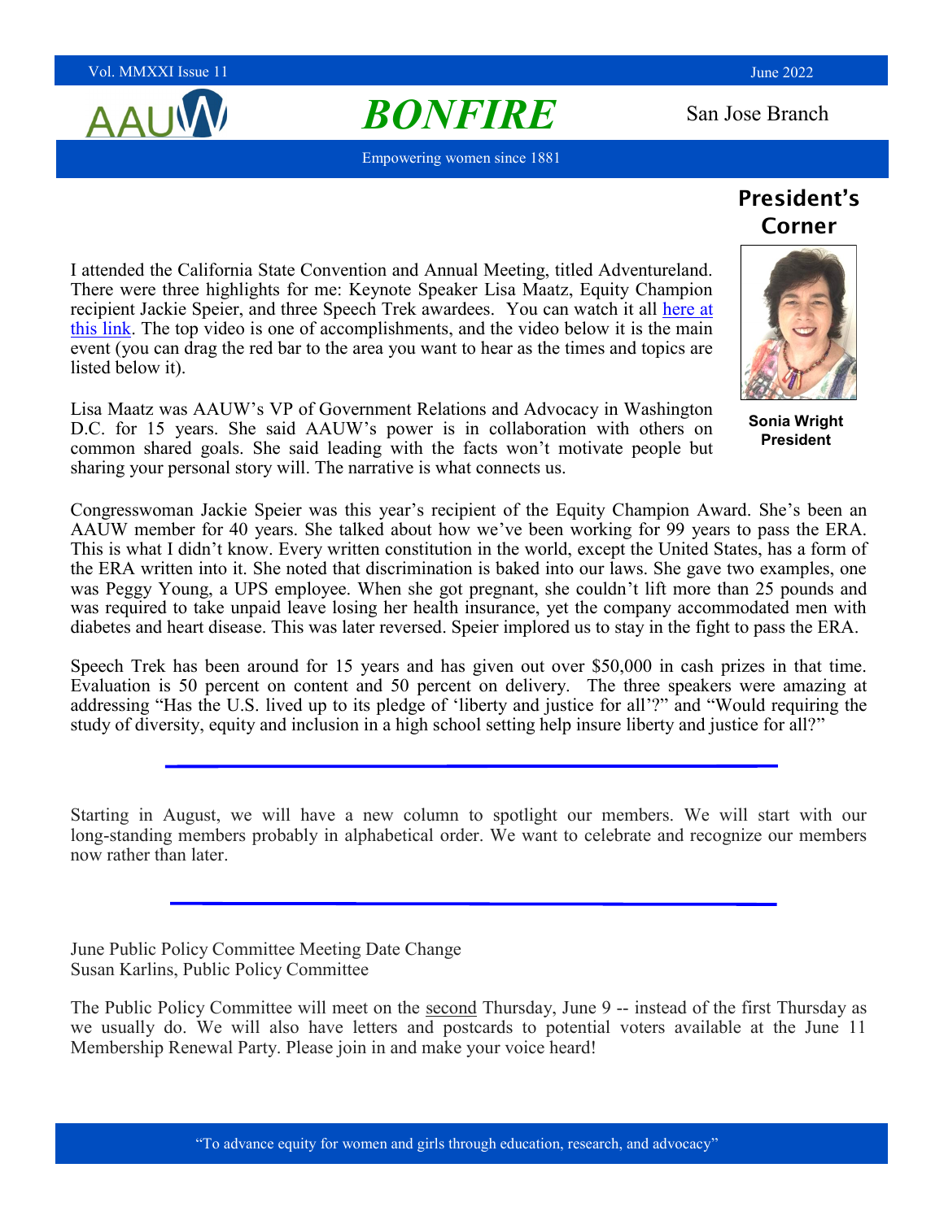Vol. MMXXI Issue 11 June 2022

# *BONFIRE*

San Jose Branch

Empowering women since 1881

## President's Corner

**Sonia Wright**
**President**

I attended the California State Convention and Annual Meeting, titled Adventureland. There were three highlights for me: Keynote Speaker Lisa Maatz, Equity Champion recipient Jackie Speier, and three Speech Trek awardees. You can watch it all here at this link. The top video is one of accomplishments, and the video below it is the main event (you can drag the red bar to the area you want to hear as the times and topics are listed below it).

Lisa Maatz was AAUW's VP of Government Relations and Advocacy in Washington D.C. for 15 years. She said AAUW's power is in collaboration with others on common shared goals. She said leading with the facts won't motivate people but sharing your personal story will. The narrative is what connects us.

Congresswoman Jackie Speier was this year's recipient of the Equity Champion Award. She's been an AAUW member for 40 years. She talked about how we've been working for 99 years to pass the ERA. This is what I didn't know. Every written constitution in the world, except the United States, has a form of the ERA written into it. She noted that discrimination is baked into our laws. She gave two examples, one was Peggy Young, a UPS employee. When she got pregnant, she couldn't lift more than 25 pounds and was required to take unpaid leave losing her health insurance, yet the company accommodated men with diabetes and heart disease. This was later reversed. Speier implored us to stay in the fight to pass the ERA.

Speech Trek has been around for 15 years and has given out over $50,000 in cash prizes in that time. Evaluation is 50 percent on content and 50 percent on delivery. The three speakers were amazing at addressing "Has the U.S. lived up to its pledge of 'liberty and justice for all'?" and "Would requiring the study of diversity, equity and inclusion in a high school setting help insure liberty and justice for all?"

---

Starting in August, we will have a new column to spotlight our members. We will start with our long-standing members probably in alphabetical order. We want to celebrate and recognize our members now rather than later.

---

June Public Policy Committee Meeting Date Change
Susan Karlins, Public Policy Committee

The Public Policy Committee will meet on the second Thursday, June 9 -- instead of the first Thursday as we usually do. We will also have letters and postcards to potential voters available at the June 11 Membership Renewal Party. Please join in and make your voice heard!

"To advance equity for women and girls through education, research, and advocacy"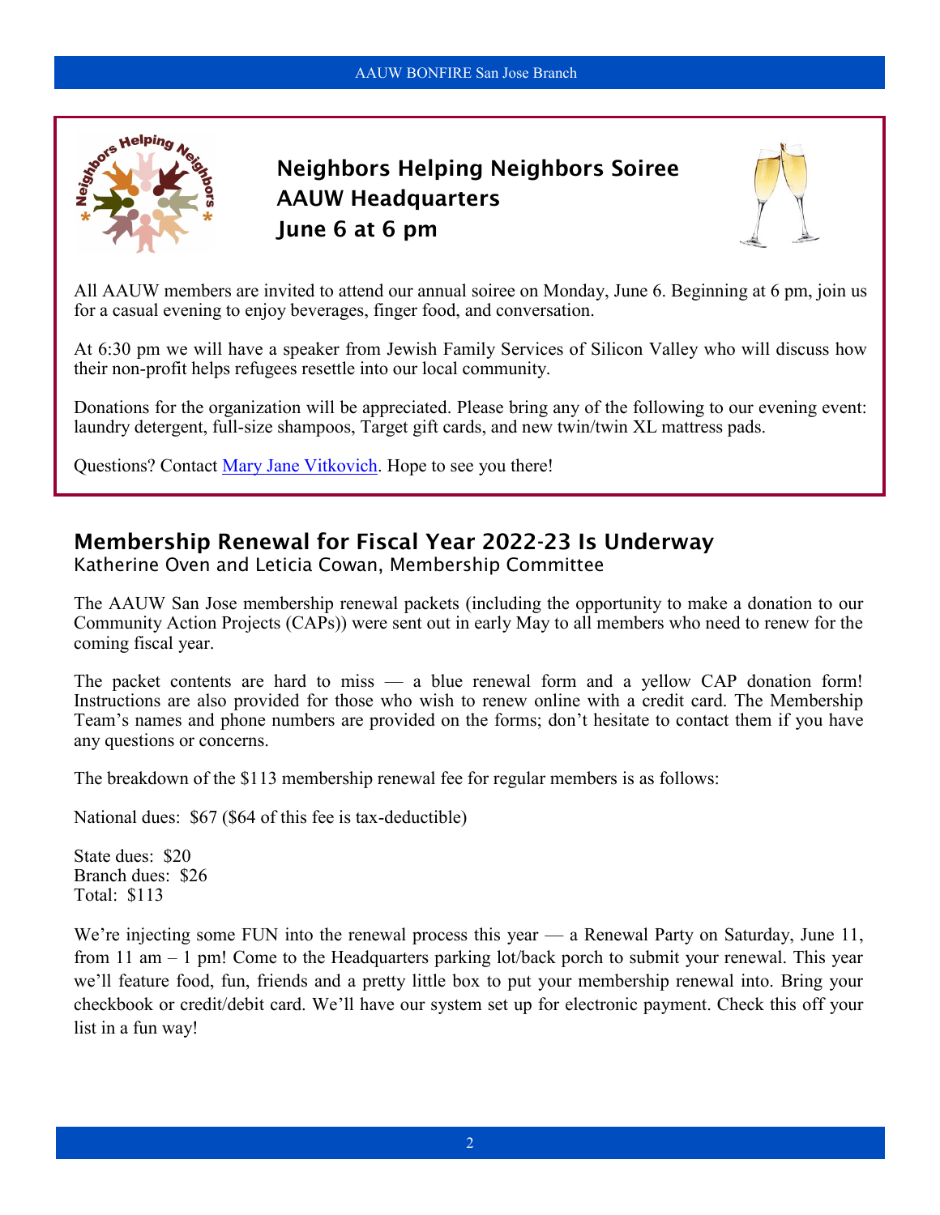## Neighbors Helping Neighbors Soiree
## AAUW Headquarters
## June 6 at 6 pm

All AAUW members are invited to attend our annual soiree on Monday, June 6. Beginning at 6 pm, join us for a casual evening to enjoy beverages, finger food, and conversation.

At 6:30 pm we will have a speaker from Jewish Family Services of Silicon Valley who will discuss how their non-profit helps refugees resettle into our local community.

Donations for the organization will be appreciated. Please bring any of the following to our evening event: laundry detergent, full-size shampoos, Target gift cards, and new twin/twin XL mattress pads.

Questions? Contact Mary Jane Vitkovich. Hope to see you there!

## Membership Renewal for Fiscal Year 2022-23 Is Underway

Katherine Oven and Leticia Cowan, Membership Committee

The AAUW San Jose membership renewal packets (including the opportunity to make a donation to our Community Action Projects (CAPs)) were sent out in early May to all members who need to renew for the coming fiscal year.

The packet contents are hard to miss — a blue renewal form and a yellow CAP donation form! Instructions are also provided for those who wish to renew online with a credit card. The Membership Team's names and phone numbers are provided on the forms; don't hesitate to contact them if you have any questions or concerns.

The breakdown of the $113 membership renewal fee for regular members is as follows:

National dues: $67 ($64 of this fee is tax-deductible)

State dues: $20
Branch dues: $26
Total: $113

We're injecting some FUN into the renewal process this year — a Renewal Party on Saturday, June 11, from 11 am – 1 pm! Come to the Headquarters parking lot/back porch to submit your renewal. This year we'll feature food, fun, friends and a pretty little box to put your membership renewal into. Bring your checkbook or credit/debit card. We'll have our system set up for electronic payment. Check this off your list in a fun way!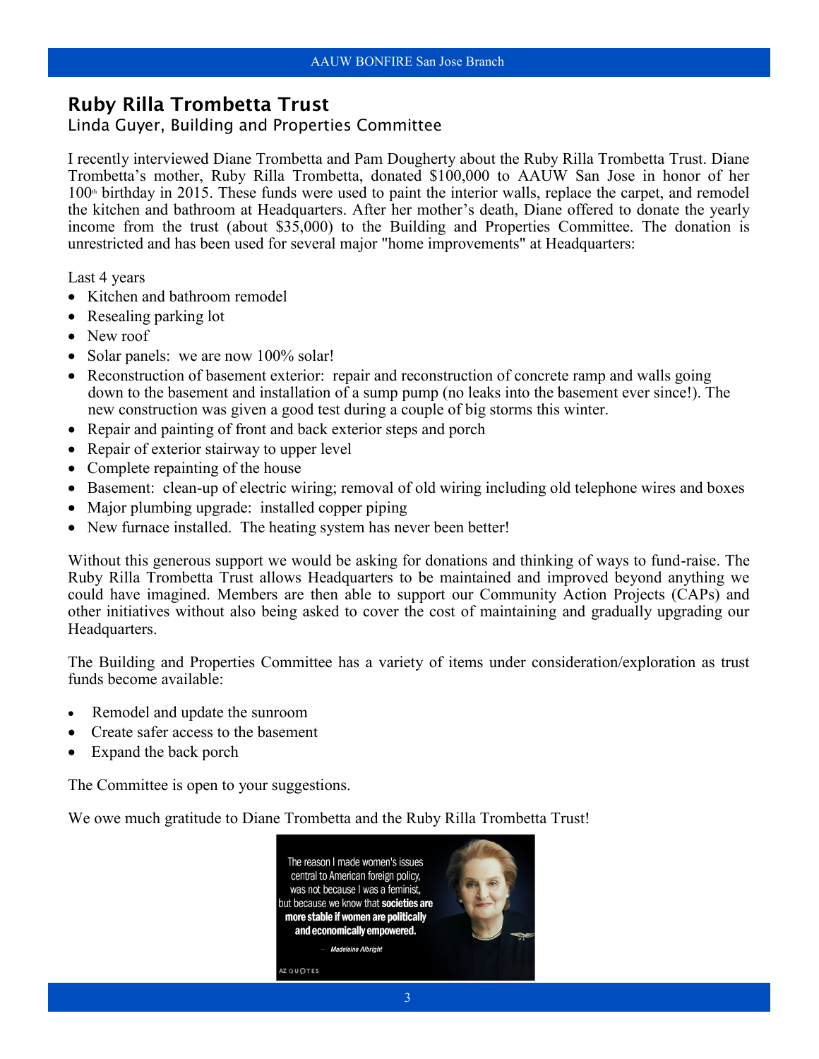## Ruby Rilla Trombetta Trust

Linda Guyer, Building and Properties Committee

I recently interviewed Diane Trombetta and Pam Dougherty about the Ruby Rilla Trombetta Trust. Diane Trombetta's mother, Ruby Rilla Trombetta, donated $100,000 to AAUW San Jose in honor of her 100th birthday in 2015. These funds were used to paint the interior walls, replace the carpet, and remodel the kitchen and bathroom at Headquarters. After her mother's death, Diane offered to donate the yearly income from the trust (about $35,000) to the Building and Properties Committee. The donation is unrestricted and has been used for several major "home improvements" at Headquarters:

Last 4 years

- Kitchen and bathroom remodel
- Resealing parking lot
- New roof
- Solar panels: we are now 100% solar!
- Reconstruction of basement exterior: repair and reconstruction of concrete ramp and walls going down to the basement and installation of a sump pump (no leaks into the basement ever since!). The new construction was given a good test during a couple of big storms this winter.
- Repair and painting of front and back exterior steps and porch
- Repair of exterior stairway to upper level
- Complete repainting of the house
- Basement: clean-up of electric wiring; removal of old wiring including old telephone wires and boxes
- Major plumbing upgrade: installed copper piping
- New furnace installed. The heating system has never been better!

Without this generous support we would be asking for donations and thinking of ways to fund-raise. The Ruby Rilla Trombetta Trust allows Headquarters to be maintained and improved beyond anything we could have imagined. Members are then able to support our Community Action Projects (CAPs) and other initiatives without also being asked to cover the cost of maintaining and gradually upgrading our Headquarters.

The Building and Properties Committee has a variety of items under consideration/exploration as trust funds become available:

- Remodel and update the sunroom
- Create safer access to the basement
- Expand the back porch

The Committee is open to your suggestions.

We owe much gratitude to Diane Trombetta and the Ruby Rilla Trombetta Trust!

The reason I made women's issues central to American foreign policy, was not because I was a feminist, but because we know that **societies are more stable if women are politically and economically empowered.**

— *Madeleine Albright*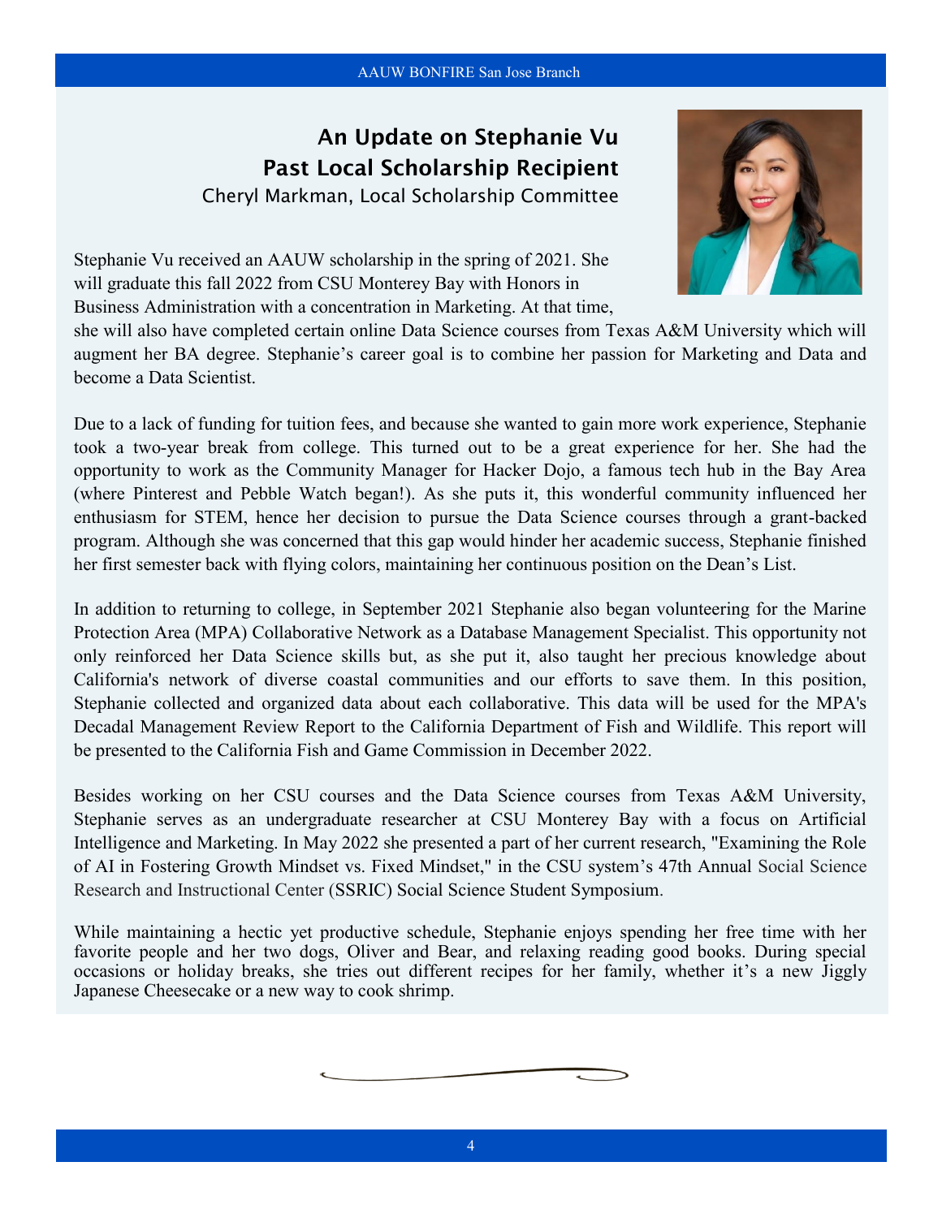## An Update on Stephanie Vu
## Past Local Scholarship Recipient

Cheryl Markman, Local Scholarship Committee

Stephanie Vu received an AAUW scholarship in the spring of 2021. She will graduate this fall 2022 from CSU Monterey Bay with Honors in Business Administration with a concentration in Marketing. At that time, she will also have completed certain online Data Science courses from Texas A&M University which will augment her BA degree. Stephanie's career goal is to combine her passion for Marketing and Data and become a Data Scientist.

Due to a lack of funding for tuition fees, and because she wanted to gain more work experience, Stephanie took a two-year break from college. This turned out to be a great experience for her. She had the opportunity to work as the Community Manager for Hacker Dojo, a famous tech hub in the Bay Area (where Pinterest and Pebble Watch began!). As she puts it, this wonderful community influenced her enthusiasm for STEM, hence her decision to pursue the Data Science courses through a grant-backed program. Although she was concerned that this gap would hinder her academic success, Stephanie finished her first semester back with flying colors, maintaining her continuous position on the Dean's List.

In addition to returning to college, in September 2021 Stephanie also began volunteering for the Marine Protection Area (MPA) Collaborative Network as a Database Management Specialist. This opportunity not only reinforced her Data Science skills but, as she put it, also taught her precious knowledge about California's network of diverse coastal communities and our efforts to save them. In this position, Stephanie collected and organized data about each collaborative. This data will be used for the MPA's Decadal Management Review Report to the California Department of Fish and Wildlife. This report will be presented to the California Fish and Game Commission in December 2022.

Besides working on her CSU courses and the Data Science courses from Texas A&M University, Stephanie serves as an undergraduate researcher at CSU Monterey Bay with a focus on Artificial Intelligence and Marketing. In May 2022 she presented a part of her current research, "Examining the Role of AI in Fostering Growth Mindset vs. Fixed Mindset," in the CSU system's 47th Annual Social Science Research and Instructional Center (SSRIC) Social Science Student Symposium.

While maintaining a hectic yet productive schedule, Stephanie enjoys spending her free time with her favorite people and her two dogs, Oliver and Bear, and relaxing reading good books. During special occasions or holiday breaks, she tries out different recipes for her family, whether it's a new Jiggly Japanese Cheesecake or a new way to cook shrimp.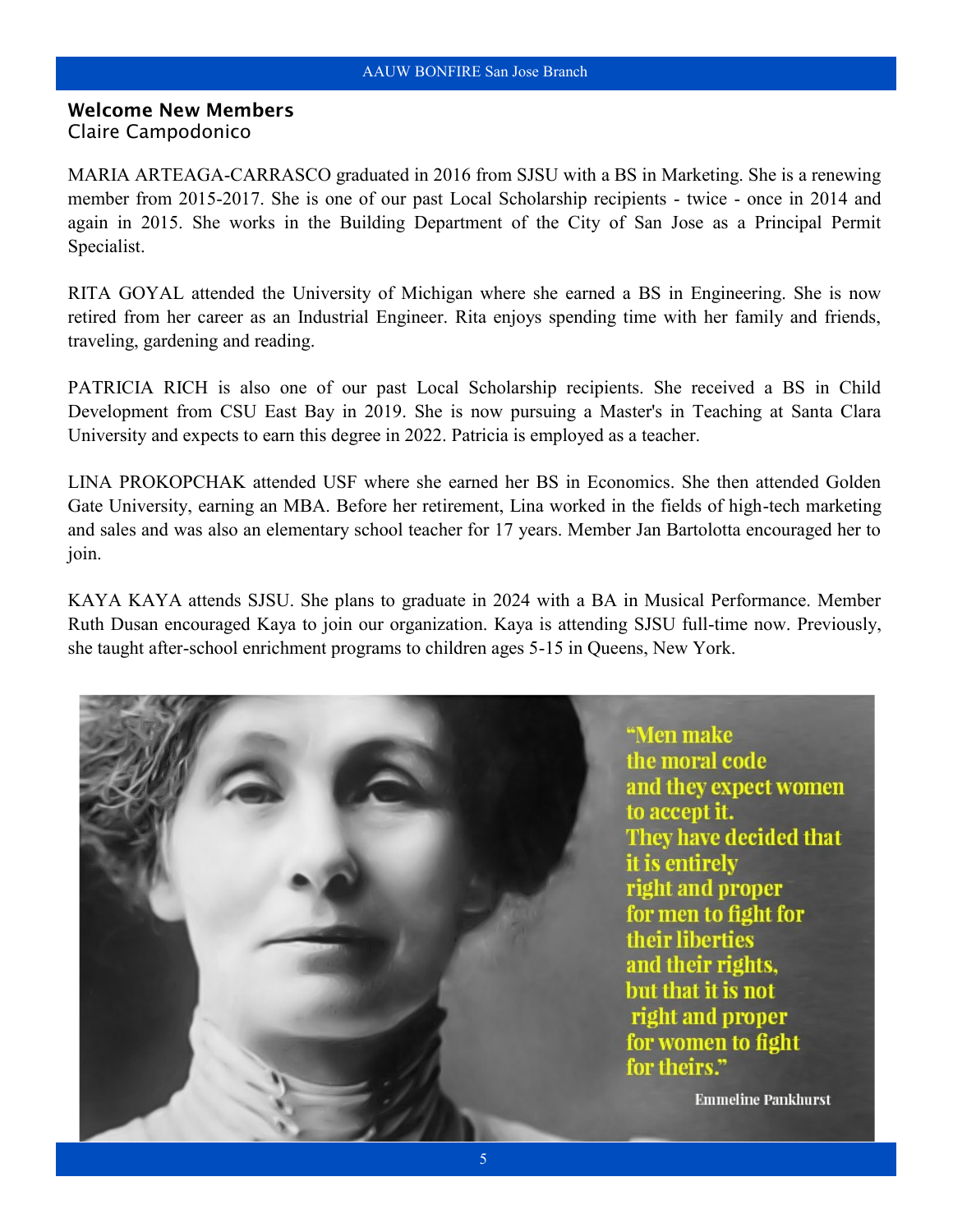## Welcome New Members

Claire Campodonico

MARIA ARTEAGA-CARRASCO graduated in 2016 from SJSU with a BS in Marketing. She is a renewing member from 2015-2017. She is one of our past Local Scholarship recipients - twice - once in 2014 and again in 2015. She works in the Building Department of the City of San Jose as a Principal Permit Specialist.

RITA GOYAL attended the University of Michigan where she earned a BS in Engineering. She is now retired from her career as an Industrial Engineer. Rita enjoys spending time with her family and friends, traveling, gardening and reading.

PATRICIA RICH is also one of our past Local Scholarship recipients. She received a BS in Child Development from CSU East Bay in 2019. She is now pursuing a Master's in Teaching at Santa Clara University and expects to earn this degree in 2022. Patricia is employed as a teacher.

LINA PROKOPCHAK attended USF where she earned her BS in Economics. She then attended Golden Gate University, earning an MBA. Before her retirement, Lina worked in the fields of high-tech marketing and sales and was also an elementary school teacher for 17 years. Member Jan Bartolotta encouraged her to join.

KAYA KAYA attends SJSU. She plans to graduate in 2024 with a BA in Musical Performance. Member Ruth Dusan encouraged Kaya to join our organization. Kaya is attending SJSU full-time now. Previously, she taught after-school enrichment programs to children ages 5-15 in Queens, New York.

"Men make the moral code and they expect women to accept it. They have decided that it is entirely right and proper for men to fight for their liberties and their rights, but that it is not right and proper for women to fight for theirs."

Emmeline Pankhurst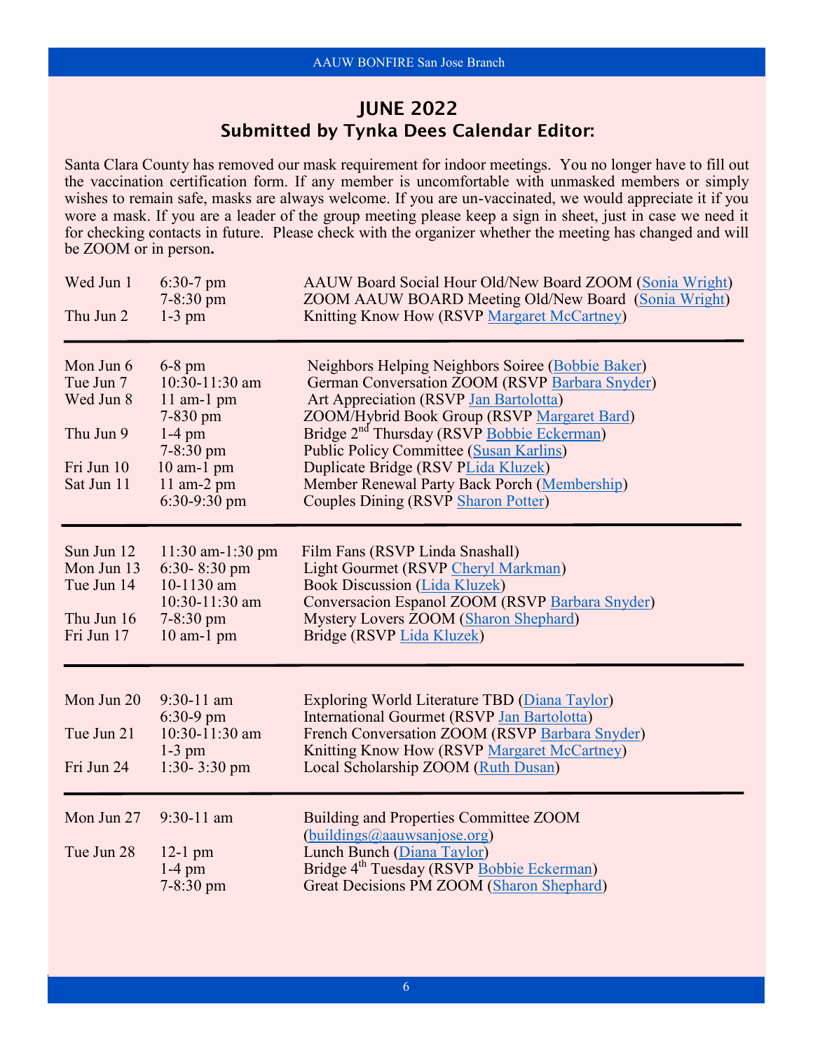## JUNE 2022

### Submitted by Tynka Dees Calendar Editor:

Santa Clara County has removed our mask requirement for indoor meetings. You no longer have to fill out the vaccination certification form. If any member is uncomfortable with unmasked members or simply wishes to remain safe, masks are always welcome. If you are un-vaccinated, we would appreciate it if you wore a mask. If you are a leader of the group meeting please keep a sign in sheet, just in case we need it for checking contacts in future. Please check with the organizer whether the meeting has changed and will be ZOOM or in person**.**

| Date | Time | Event |
|---|---|---|
| Wed Jun 1 | 6:30-7 pm | AAUW Board Social Hour Old/New Board ZOOM (Sonia Wright) |
| | 7-8:30 pm | ZOOM AAUW BOARD Meeting Old/New Board (Sonia Wright) |
| Thu Jun 2 | 1-3 pm | Knitting Know How (RSVP Margaret McCartney) |

| Date | Time | Event |
|---|---|---|
| Mon Jun 6 | 6-8 pm | Neighbors Helping Neighbors Soiree (Bobbie Baker) |
| Tue Jun 7 | 10:30-11:30 am | German Conversation ZOOM (RSVP Barbara Snyder) |
| Wed Jun 8 | 11 am-1 pm | Art Appreciation (RSVP Jan Bartolotta) |
| | 7-830 pm | ZOOM/Hybrid Book Group (RSVP Margaret Bard) |
| Thu Jun 9 | 1-4 pm | Bridge 2nd Thursday (RSVP Bobbie Eckerman) |
| | 7-8:30 pm | Public Policy Committee (Susan Karlins) |
| Fri Jun 10 | 10 am-1 pm | Duplicate Bridge (RSV PLida Kluzek) |
| Sat Jun 11 | 11 am-2 pm | Member Renewal Party Back Porch (Membership) |
| | 6:30-9:30 pm | Couples Dining (RSVP Sharon Potter) |

| Date | Time | Event |
|---|---|---|
| Sun Jun 12 | 11:30 am-1:30 pm | Film Fans (RSVP Linda Snashall) |
| Mon Jun 13 | 6:30- 8:30 pm | Light Gourmet (RSVP Cheryl Markman) |
| Tue Jun 14 | 10-1130 am | Book Discussion (Lida Kluzek) |
| | 10:30-11:30 am | Conversacion Espanol ZOOM (RSVP Barbara Snyder) |
| Thu Jun 16 | 7-8:30 pm | Mystery Lovers ZOOM (Sharon Shephard) |
| Fri Jun 17 | 10 am-1 pm | Bridge (RSVP Lida Kluzek) |

| Date | Time | Event |
|---|---|---|
| Mon Jun 20 | 9:30-11 am | Exploring World Literature TBD (Diana Taylor) |
| | 6:30-9 pm | International Gourmet (RSVP Jan Bartolotta) |
| Tue Jun 21 | 10:30-11:30 am | French Conversation ZOOM (RSVP Barbara Snyder) |
| | 1-3 pm | Knitting Know How (RSVP Margaret McCartney) |
| Fri Jun 24 | 1:30- 3:30 pm | Local Scholarship ZOOM (Ruth Dusan) |

| Date | Time | Event |
|---|---|---|
| Mon Jun 27 | 9:30-11 am | Building and Properties Committee ZOOM (buildings@aauwsanjose.org) |
| Tue Jun 28 | 12-1 pm | Lunch Bunch (Diana Taylor) |
| | 1-4 pm | Bridge 4th Tuesday (RSVP Bobbie Eckerman) |
| | 7-8:30 pm | Great Decisions PM ZOOM (Sharon Shephard) |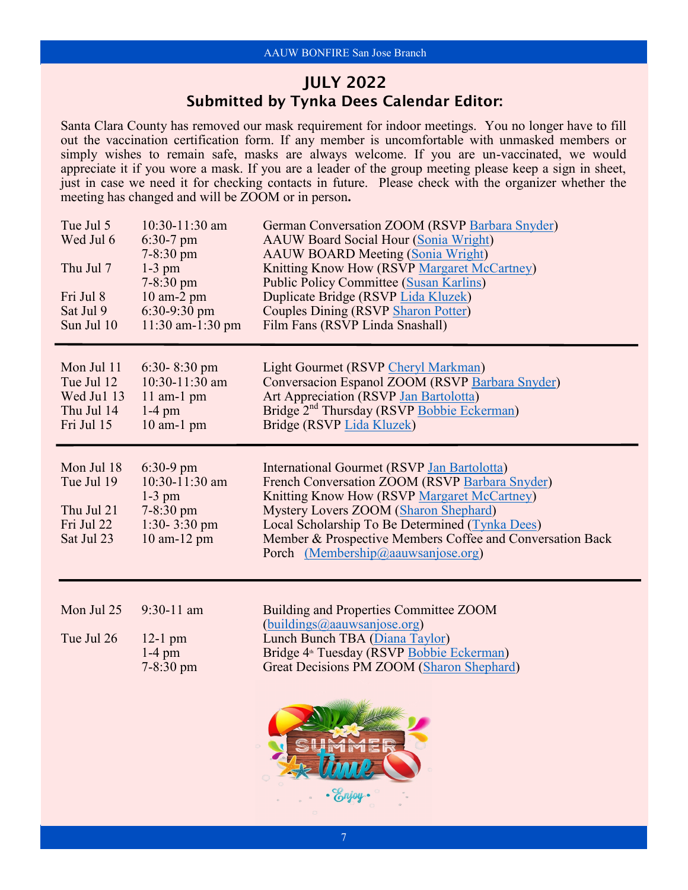## JULY 2022
## Submitted by Tynka Dees Calendar Editor:

Santa Clara County has removed our mask requirement for indoor meetings. You no longer have to fill out the vaccination certification form. If any member is uncomfortable with unmasked members or simply wishes to remain safe, masks are always welcome. If you are un-vaccinated, we would appreciate it if you wore a mask. If you are a leader of the group meeting please keep a sign in sheet, just in case we need it for checking contacts in future. Please check with the organizer whether the meeting has changed and will be ZOOM or in person**.**

| | | |
|---|---|---|
| Tue Jul 5 | 10:30-11:30 am | German Conversation ZOOM (RSVP Barbara Snyder) |
| Wed Jul 6 | 6:30-7 pm | AAUW Board Social Hour (Sonia Wright) |
| | 7-8:30 pm | AAUW BOARD Meeting (Sonia Wright) |
| Thu Jul 7 | 1-3 pm | Knitting Know How (RSVP Margaret McCartney) |
| | 7-8:30 pm | Public Policy Committee (Susan Karlins) |
| Fri Jul 8 | 10 am-2 pm | Duplicate Bridge (RSVP Lida Kluzek) |
| Sat Jul 9 | 6:30-9:30 pm | Couples Dining (RSVP Sharon Potter) |
| Sun Jul 10 | 11:30 am-1:30 pm | Film Fans (RSVP Linda Snashall) |

---

| | | |
|---|---|---|
| Mon Jul 11 | 6:30- 8:30 pm | Light Gourmet (RSVP Cheryl Markman) |
| Tue Jul 12 | 10:30-11:30 am | Conversacion Espanol ZOOM (RSVP Barbara Snyder) |
| Wed Ju1 13 | 11 am-1 pm | Art Appreciation (RSVP Jan Bartolotta) |
| Thu Jul 14 | 1-4 pm | Bridge 2nd Thursday (RSVP Bobbie Eckerman) |
| Fri Jul 15 | 10 am-1 pm | Bridge (RSVP Lida Kluzek) |

---

| | | |
|---|---|---|
| Mon Jul 18 | 6:30-9 pm | International Gourmet (RSVP Jan Bartolotta) |
| Tue Jul 19 | 10:30-11:30 am | French Conversation ZOOM (RSVP Barbara Snyder) |
| | 1-3 pm | Knitting Know How (RSVP Margaret McCartney) |
| Thu Jul 21 | 7-8:30 pm | Mystery Lovers ZOOM (Sharon Shephard) |
| Fri Jul 22 | 1:30- 3:30 pm | Local Scholarship To Be Determined (Tynka Dees) |
| Sat Jul 23 | 10 am-12 pm | Member & Prospective Members Coffee and Conversation Back Porch (Membership@aauwsanjose.org) |

---

| | | |
|---|---|---|
| Mon Jul 25 | 9:30-11 am | Building and Properties Committee ZOOM (buildings@aauwsanjose.org) |
| Tue Jul 26 | 12-1 pm | Lunch Bunch TBA (Diana Taylor) |
| | 1-4 pm | Bridge 4th Tuesday (RSVP Bobbie Eckerman) |
| | 7-8:30 pm | Great Decisions PM ZOOM (Sharon Shephard) |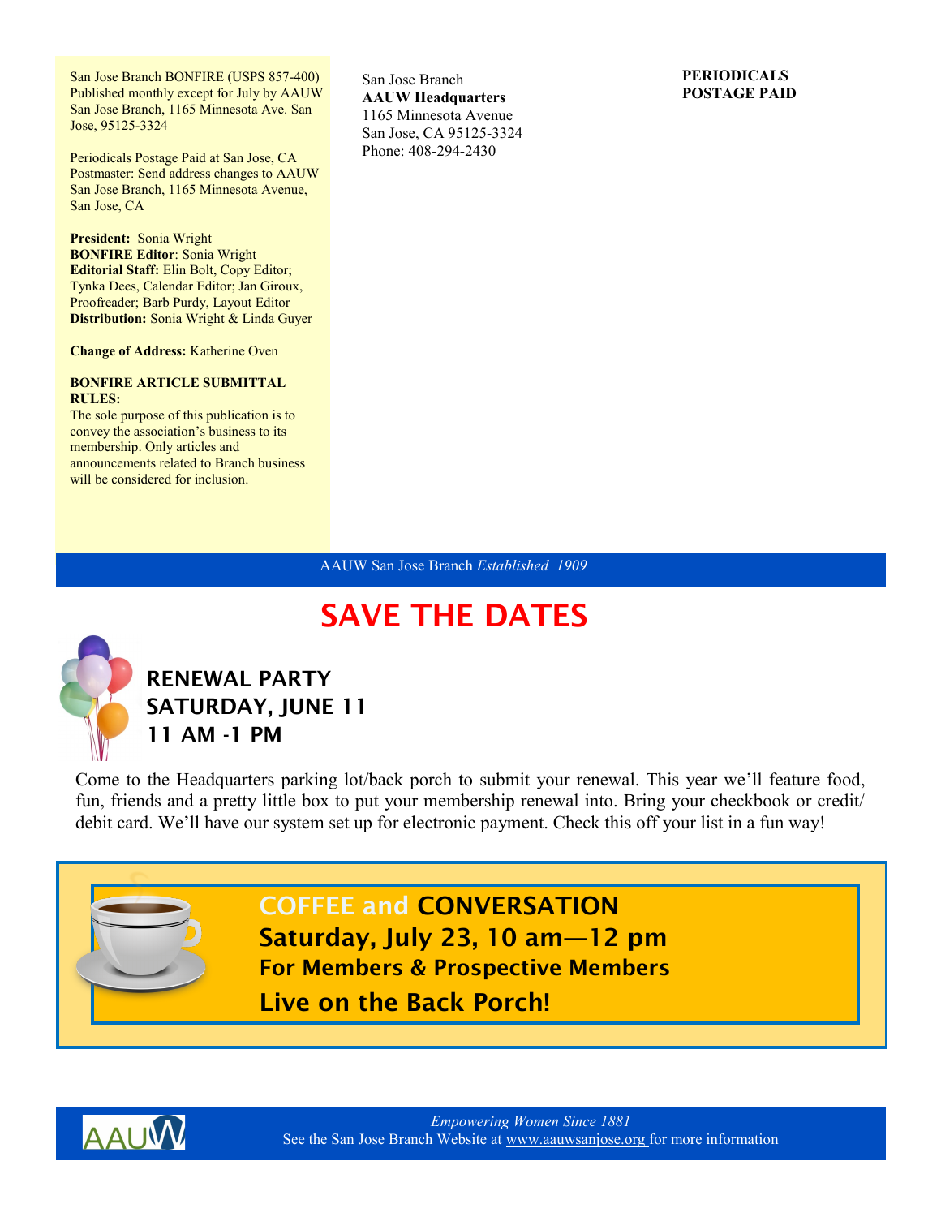San Jose Branch BONFIRE (USPS 857-400) Published monthly except for July by AAUW San Jose Branch, 1165 Minnesota Ave. San Jose, 95125-3324

Periodicals Postage Paid at San Jose, CA Postmaster: Send address changes to AAUW San Jose Branch, 1165 Minnesota Avenue, San Jose, CA

**President:** Sonia Wright
**BONFIRE Editor**: Sonia Wright
**Editorial Staff:** Elin Bolt, Copy Editor; Tynka Dees, Calendar Editor; Jan Giroux, Proofreader; Barb Purdy, Layout Editor
**Distribution:** Sonia Wright & Linda Guyer

**Change of Address:** Katherine Oven

**BONFIRE ARTICLE SUBMITTAL RULES:**
The sole purpose of this publication is to convey the association's business to its membership. Only articles and announcements related to Branch business will be considered for inclusion.

San Jose Branch
**AAUW Headquarters**
1165 Minnesota Avenue
San Jose, CA 95125-3324
Phone: 408-294-2430

**PERIODICALS POSTAGE PAID**

AAUW San Jose Branch *Established 1909*

# SAVE THE DATES

## RENEWAL PARTY
## SATURDAY, JUNE 11
## 11 AM -1 PM

Come to the Headquarters parking lot/back porch to submit your renewal. This year we'll feature food, fun, friends and a pretty little box to put your membership renewal into. Bring your checkbook or credit/debit card. We'll have our system set up for electronic payment. Check this off your list in a fun way!

## COFFEE and CONVERSATION
**Saturday, July 23, 10 am—12 pm**
**For Members & Prospective Members**
**Live on the Back Porch!**

*Empowering Women Since 1881*
See the San Jose Branch Website at www.aauwsanjose.org for more information